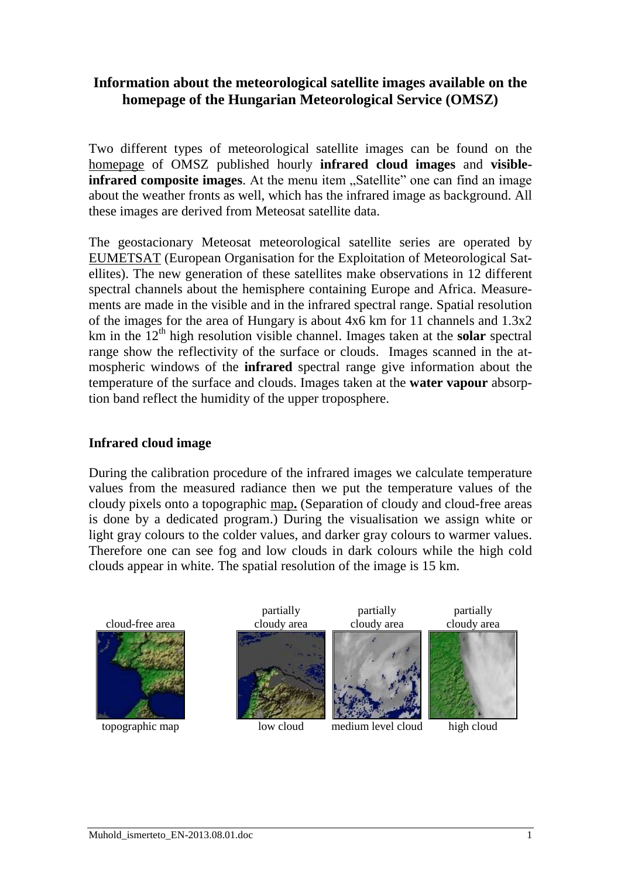# Information about the meteorological satellite images available on the homepage of the Hungarian Meteorological Service (OMSZ)

Two different types of meteorological satellite images can be found on the homepage of OMSZ published hourly **infrared cloud images** and **visible-infrared composite images**. At the menu item „Satellite" one can find an image about the weather fronts as well, which has the infrared image as background. All these images are derived from Meteosat satellite data.

The geostacionary Meteosat meteorological satellite series are operated by EUMETSAT (European Organisation for the Exploitation of Meteorological Satellites). The new generation of these satellites make observations in 12 different spectral channels about the hemisphere containing Europe and Africa. Measurements are made in the visible and in the infrared spectral range. Spatial resolution of the images for the area of Hungary is about 4x6 km for 11 channels and 1.3x2 km in the $12^{th}$ high resolution visible channel. Images taken at the **solar** spectral range show the reflectivity of the surface or clouds. Images scanned in the atmospheric windows of the **infrared** spectral range give information about the temperature of the surface and clouds. Images taken at the **water vapour** absorption band reflect the humidity of the upper troposphere.

## Infrared cloud image

During the calibration procedure of the infrared images we calculate temperature values from the measured radiance then we put the temperature values of the cloudy pixels onto a topographic map**.** (Separation of cloudy and cloud-free areas is done by a dedicated program.) During the visualisation we assign white or light gray colours to the colder values, and darker gray colours to warmer values. Therefore one can see fog and low clouds in dark colours while the high cold clouds appear in white. The spatial resolution of the image is 15 km.

| cloud-free area | partially cloudy area | partially cloudy area | partially cloudy area |
|---|---|---|---|
| topographic map | low cloud | medium level cloud | high cloud |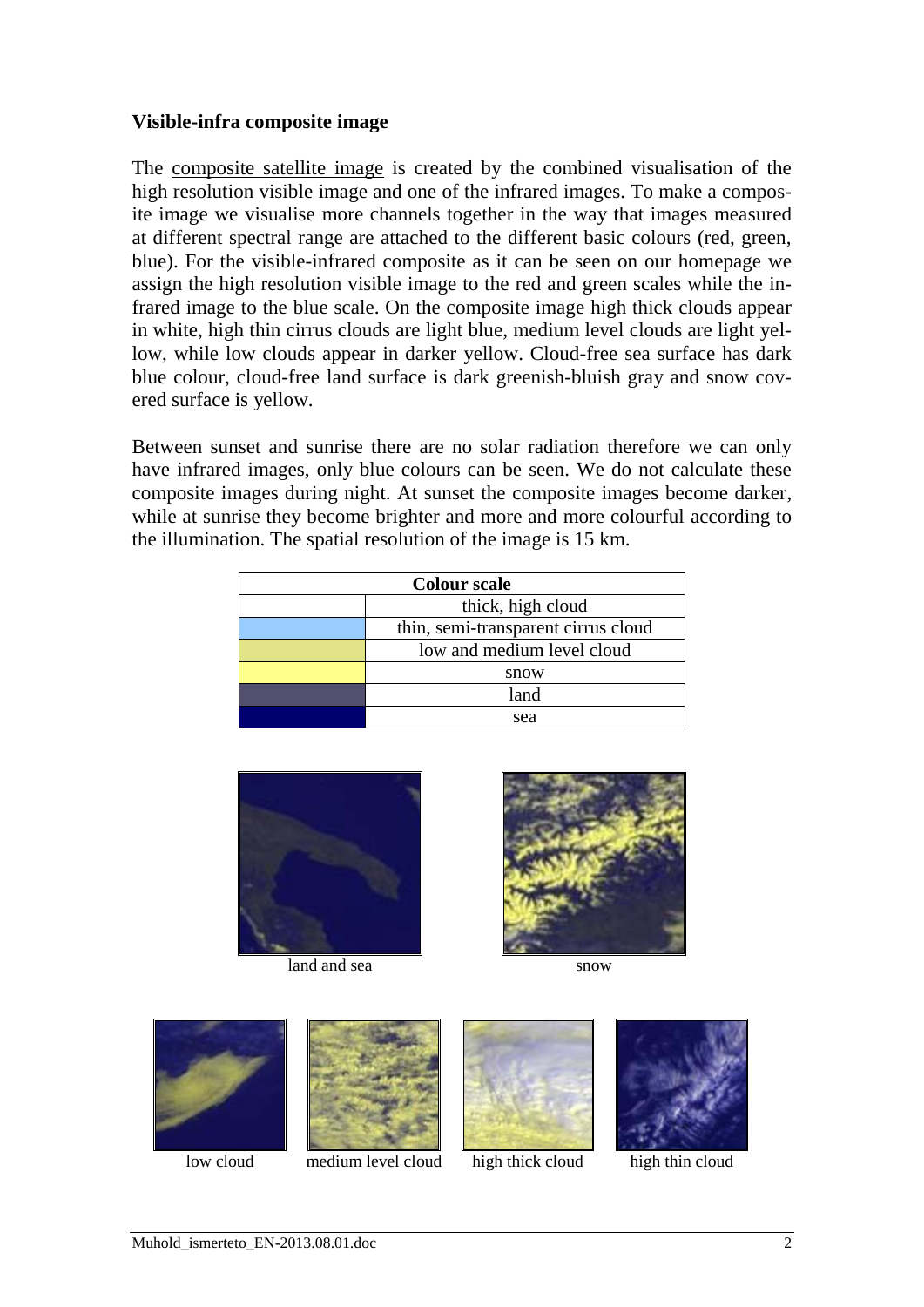### Visible-infra composite image

The composite satellite image is created by the combined visualisation of the high resolution visible image and one of the infrared images. To make a composite image we visualise more channels together in the way that images measured at different spectral range are attached to the different basic colours (red, green, blue). For the visible-infrared composite as it can be seen on our homepage we assign the high resolution visible image to the red and green scales while the infrared image to the blue scale. On the composite image high thick clouds appear in white, high thin cirrus clouds are light blue, medium level clouds are light yellow, while low clouds appear in darker yellow. Cloud-free sea surface has dark blue colour, cloud-free land surface is dark greenish-bluish gray and snow covered surface is yellow.

Between sunset and sunrise there are no solar radiation therefore we can only have infrared images, only blue colours can be seen. We do not calculate these composite images during night. At sunset the composite images become darker, while at sunrise they become brighter and more and more colourful according to the illumination. The spatial resolution of the image is 15 km.

| Colour scale | |
|---|---|
| | thick, high cloud |
| | thin, semi-transparent cirrus cloud |
| | low and medium level cloud |
| | snow |
| | land |
| | sea |

land and sea

snow

low cloud

medium level cloud

high thick cloud

high thin cloud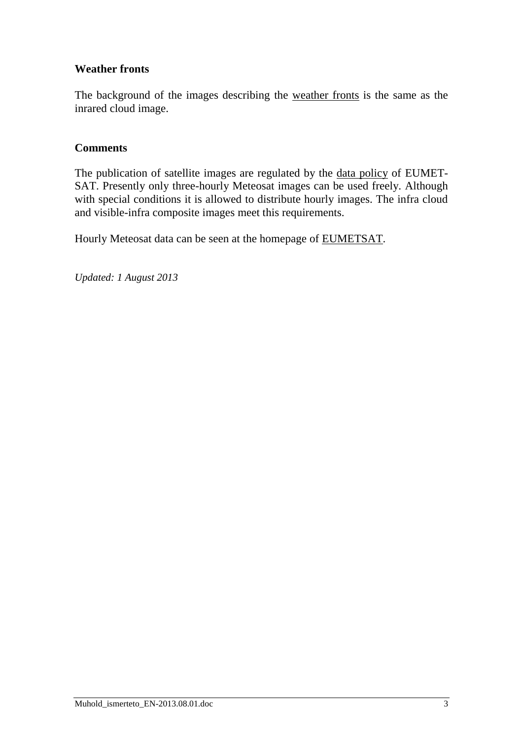### Weather fronts

The background of the images describing the weather fronts is the same as the inrared cloud image.

### Comments

The publication of satellite images are regulated by the data policy of EUMETSAT. Presently only three-hourly Meteosat images can be used freely. Although with special conditions it is allowed to distribute hourly images. The infra cloud and visible-infra composite images meet this requirements.

Hourly Meteosat data can be seen at the homepage of EUMETSAT.

*Updated: 1 August 2013*